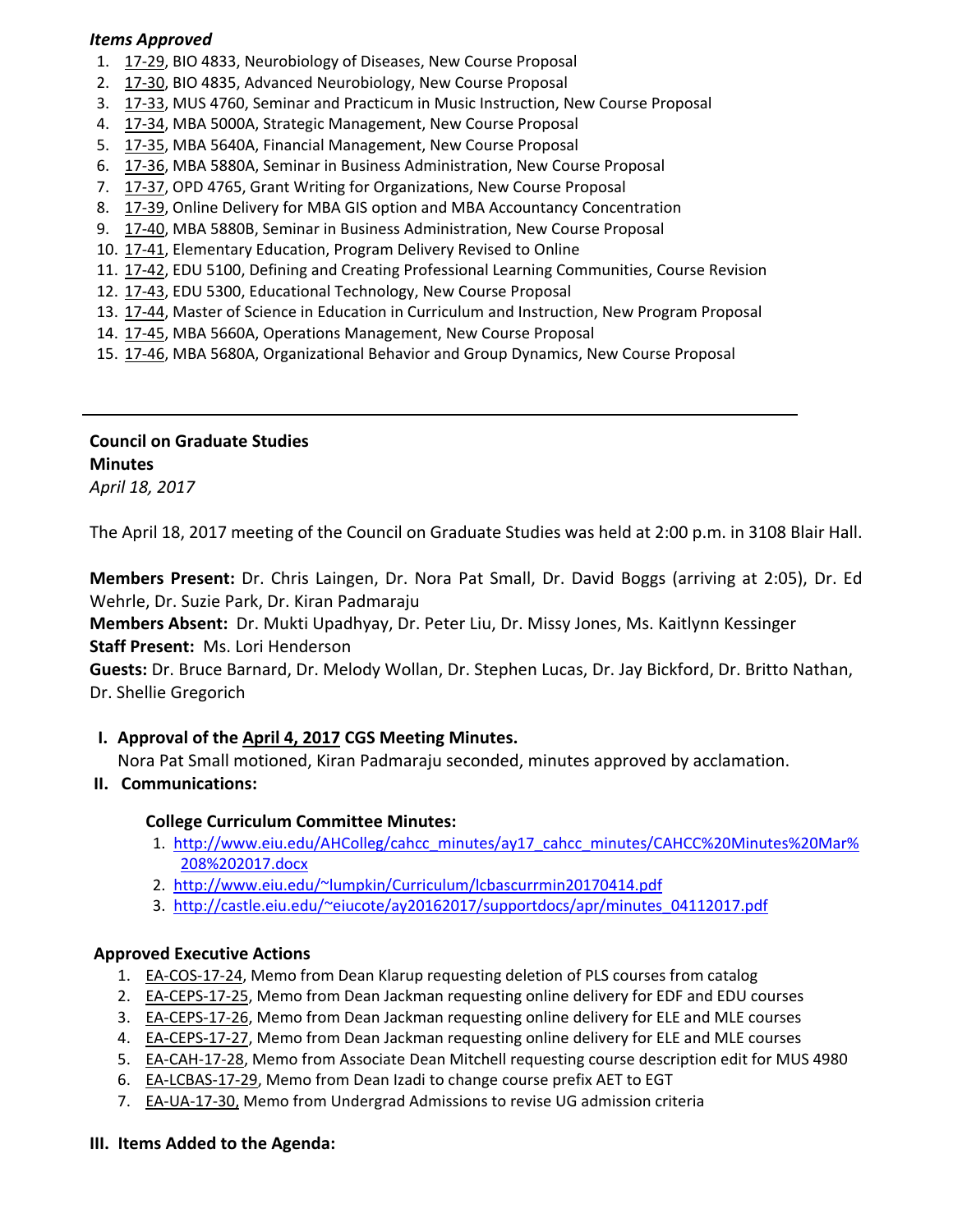***Items Approved***

1. 17-29, BIO 4833, Neurobiology of Diseases, New Course Proposal
2. 17-30, BIO 4835, Advanced Neurobiology, New Course Proposal
3. 17-33, MUS 4760, Seminar and Practicum in Music Instruction, New Course Proposal
4. 17-34, MBA 5000A, Strategic Management, New Course Proposal
5. 17-35, MBA 5640A, Financial Management, New Course Proposal
6. 17-36, MBA 5880A, Seminar in Business Administration, New Course Proposal
7. 17-37, OPD 4765, Grant Writing for Organizations, New Course Proposal
8. 17-39, Online Delivery for MBA GIS option and MBA Accountancy Concentration
9. 17-40, MBA 5880B, Seminar in Business Administration, New Course Proposal
10. 17-41, Elementary Education, Program Delivery Revised to Online
11. 17-42, EDU 5100, Defining and Creating Professional Learning Communities, Course Revision
12. 17-43, EDU 5300, Educational Technology, New Course Proposal
13. 17-44, Master of Science in Education in Curriculum and Instruction, New Program Proposal
14. 17-45, MBA 5660A, Operations Management, New Course Proposal
15. 17-46, MBA 5680A, Organizational Behavior and Group Dynamics, New Course Proposal

---

**Council on Graduate Studies**
**Minutes**
*April 18, 2017*

The April 18, 2017 meeting of the Council on Graduate Studies was held at 2:00 p.m. in 3108 Blair Hall.

**Members Present:** Dr. Chris Laingen, Dr. Nora Pat Small, Dr. David Boggs (arriving at 2:05), Dr. Ed Wehrle, Dr. Suzie Park, Dr. Kiran Padmaraju
**Members Absent:** Dr. Mukti Upadhyay, Dr. Peter Liu, Dr. Missy Jones, Ms. Kaitlynn Kessinger
**Staff Present:** Ms. Lori Henderson
**Guests:** Dr. Bruce Barnard, Dr. Melody Wollan, Dr. Stephen Lucas, Dr. Jay Bickford, Dr. Britto Nathan, Dr. Shellie Gregorich

**I. Approval of the April 4, 2017 CGS Meeting Minutes.**
Nora Pat Small motioned, Kiran Padmaraju seconded, minutes approved by acclamation.

**II. Communications:**

**College Curriculum Committee Minutes:**

1. http://www.eiu.edu/AHColleg/cahcc_minutes/ay17_cahcc_minutes/CAHCC%20Minutes%20Mar%208%202017.docx
2. http://www.eiu.edu/~lumpkin/Curriculum/lcbascurrmin20170414.pdf
3. http://castle.eiu.edu/~eiucote/ay20162017/supportdocs/apr/minutes_04112017.pdf

**Approved Executive Actions**

1. EA-COS-17-24, Memo from Dean Klarup requesting deletion of PLS courses from catalog
2. EA-CEPS-17-25, Memo from Dean Jackman requesting online delivery for EDF and EDU courses
3. EA-CEPS-17-26, Memo from Dean Jackman requesting online delivery for ELE and MLE courses
4. EA-CEPS-17-27, Memo from Dean Jackman requesting online delivery for ELE and MLE courses
5. EA-CAH-17-28, Memo from Associate Dean Mitchell requesting course description edit for MUS 4980
6. EA-LCBAS-17-29, Memo from Dean Izadi to change course prefix AET to EGT
7. EA-UA-17-30, Memo from Undergrad Admissions to revise UG admission criteria

**III. Items Added to the Agenda:**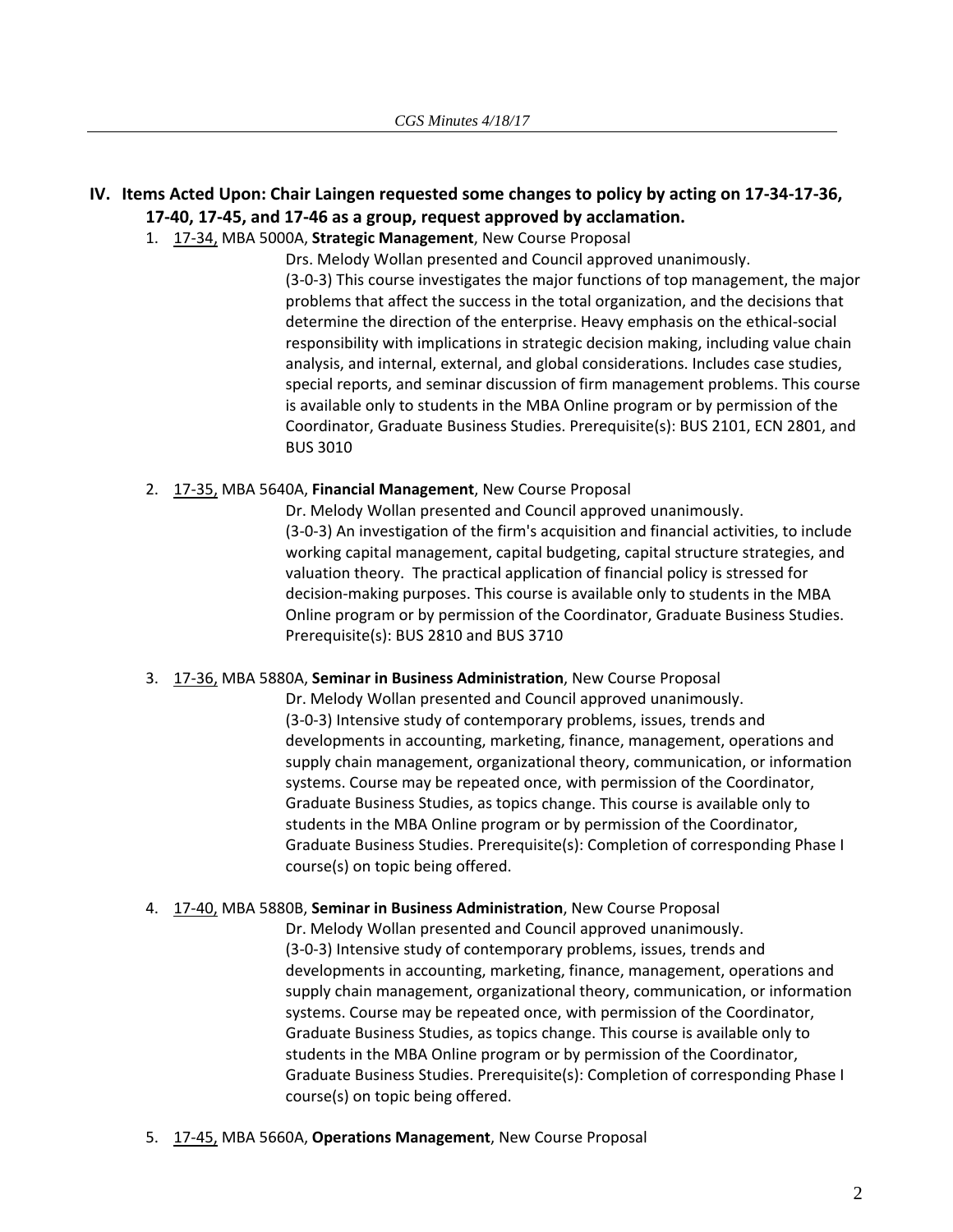## IV. Items Acted Upon: Chair Laingen requested some changes to policy by acting on 17-34-17-36, 17-40, 17-45, and 17-46 as a group, request approved by acclamation.

1. 17-34, MBA 5000A, **Strategic Management**, New Course Proposal

   Drs. Melody Wollan presented and Council approved unanimously.
   (3-0-3) This course investigates the major functions of top management, the major problems that affect the success in the total organization, and the decisions that determine the direction of the enterprise. Heavy emphasis on the ethical-social responsibility with implications in strategic decision making, including value chain analysis, and internal, external, and global considerations. Includes case studies, special reports, and seminar discussion of firm management problems. This course is available only to students in the MBA Online program or by permission of the Coordinator, Graduate Business Studies. Prerequisite(s): BUS 2101, ECN 2801, and BUS 3010

2. 17-35, MBA 5640A, **Financial Management**, New Course Proposal

   Dr. Melody Wollan presented and Council approved unanimously.
   (3-0-3) An investigation of the firm's acquisition and financial activities, to include working capital management, capital budgeting, capital structure strategies, and valuation theory. The practical application of financial policy is stressed for decision-making purposes. This course is available only to students in the MBA Online program or by permission of the Coordinator, Graduate Business Studies. Prerequisite(s): BUS 2810 and BUS 3710

3. 17-36, MBA 5880A, **Seminar in Business Administration**, New Course Proposal

   Dr. Melody Wollan presented and Council approved unanimously.
   (3-0-3) Intensive study of contemporary problems, issues, trends and developments in accounting, marketing, finance, management, operations and supply chain management, organizational theory, communication, or information systems. Course may be repeated once, with permission of the Coordinator, Graduate Business Studies, as topics change. This course is available only to students in the MBA Online program or by permission of the Coordinator, Graduate Business Studies. Prerequisite(s): Completion of corresponding Phase I course(s) on topic being offered.

4. 17-40, MBA 5880B, **Seminar in Business Administration**, New Course Proposal

   Dr. Melody Wollan presented and Council approved unanimously.
   (3-0-3) Intensive study of contemporary problems, issues, trends and developments in accounting, marketing, finance, management, operations and supply chain management, organizational theory, communication, or information systems. Course may be repeated once, with permission of the Coordinator, Graduate Business Studies, as topics change. This course is available only to students in the MBA Online program or by permission of the Coordinator, Graduate Business Studies. Prerequisite(s): Completion of corresponding Phase I course(s) on topic being offered.

5. 17-45, MBA 5660A, **Operations Management**, New Course Proposal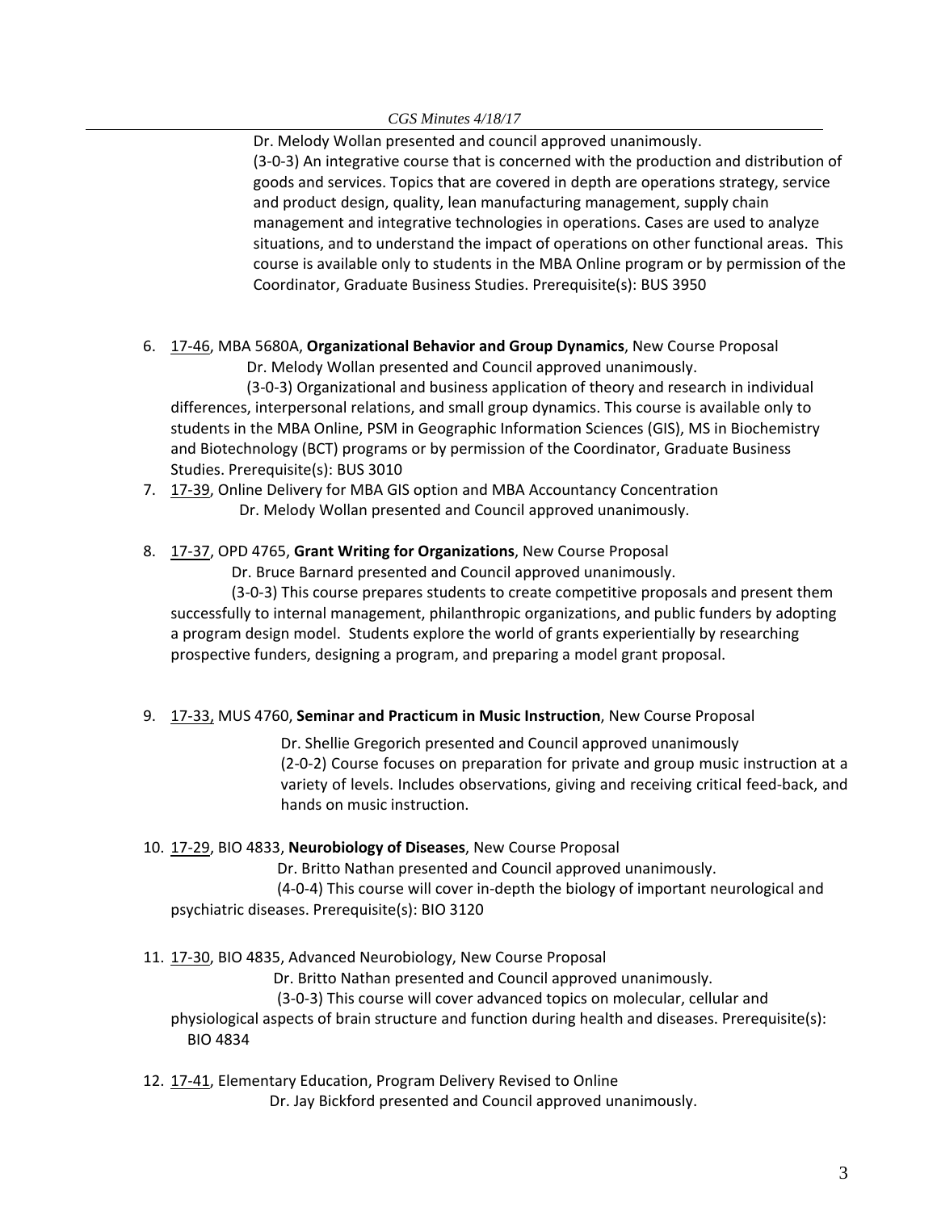Dr. Melody Wollan presented and council approved unanimously.

(3-0-3) An integrative course that is concerned with the production and distribution of goods and services. Topics that are covered in depth are operations strategy, service and product design, quality, lean manufacturing management, supply chain management and integrative technologies in operations. Cases are used to analyze situations, and to understand the impact of operations on other functional areas. This course is available only to students in the MBA Online program or by permission of the Coordinator, Graduate Business Studies. Prerequisite(s): BUS 3950

6. 17-46, MBA 5680A, **Organizational Behavior and Group Dynamics**, New Course Proposal

   Dr. Melody Wollan presented and Council approved unanimously.

   (3-0-3) Organizational and business application of theory and research in individual differences, interpersonal relations, and small group dynamics. This course is available only to students in the MBA Online, PSM in Geographic Information Sciences (GIS), MS in Biochemistry and Biotechnology (BCT) programs or by permission of the Coordinator, Graduate Business Studies. Prerequisite(s): BUS 3010

7. 17-39, Online Delivery for MBA GIS option and MBA Accountancy Concentration

   Dr. Melody Wollan presented and Council approved unanimously.

8. 17-37, OPD 4765, **Grant Writing for Organizations**, New Course Proposal

   Dr. Bruce Barnard presented and Council approved unanimously.

   (3-0-3) This course prepares students to create competitive proposals and present them successfully to internal management, philanthropic organizations, and public funders by adopting a program design model. Students explore the world of grants experientially by researching prospective funders, designing a program, and preparing a model grant proposal.

9. 17-33, MUS 4760, **Seminar and Practicum in Music Instruction**, New Course Proposal

   Dr. Shellie Gregorich presented and Council approved unanimously

   (2-0-2) Course focuses on preparation for private and group music instruction at a variety of levels. Includes observations, giving and receiving critical feed-back, and hands on music instruction.

10. 17-29, BIO 4833, **Neurobiology of Diseases**, New Course Proposal

    Dr. Britto Nathan presented and Council approved unanimously.

    (4-0-4) This course will cover in-depth the biology of important neurological and psychiatric diseases. Prerequisite(s): BIO 3120

11. 17-30, BIO 4835, Advanced Neurobiology, New Course Proposal

    Dr. Britto Nathan presented and Council approved unanimously.

    (3-0-3) This course will cover advanced topics on molecular, cellular and physiological aspects of brain structure and function during health and diseases. Prerequisite(s): BIO 4834

12. 17-41, Elementary Education, Program Delivery Revised to Online

    Dr. Jay Bickford presented and Council approved unanimously.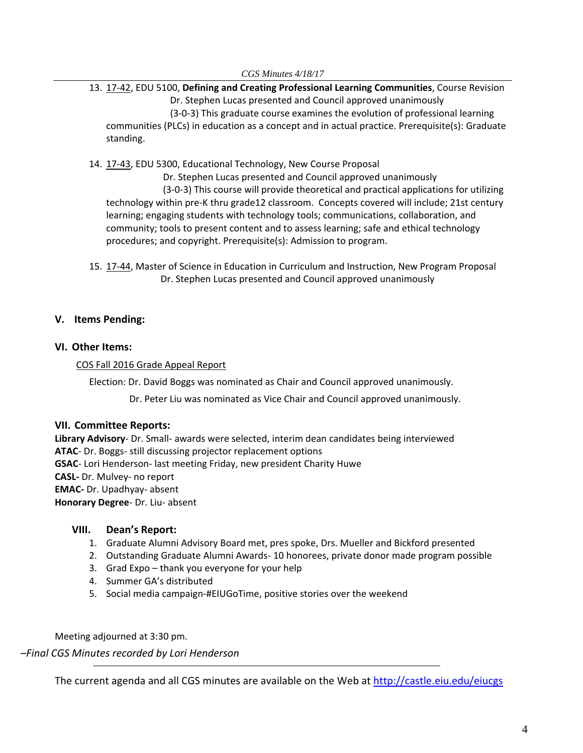13. 17-42, EDU 5100, **Defining and Creating Professional Learning Communities**, Course Revision
    Dr. Stephen Lucas presented and Council approved unanimously
    (3-0-3) This graduate course examines the evolution of professional learning communities (PLCs) in education as a concept and in actual practice. Prerequisite(s): Graduate standing.

14. 17-43, EDU 5300, Educational Technology, New Course Proposal
    Dr. Stephen Lucas presented and Council approved unanimously
    (3-0-3) This course will provide theoretical and practical applications for utilizing technology within pre-K thru grade12 classroom. Concepts covered will include; 21st century learning; engaging students with technology tools; communications, collaboration, and community; tools to present content and to assess learning; safe and ethical technology procedures; and copyright. Prerequisite(s): Admission to program.

15. 17-44, Master of Science in Education in Curriculum and Instruction, New Program Proposal
    Dr. Stephen Lucas presented and Council approved unanimously

## V. Items Pending:

## VI. Other Items:

COS Fall 2016 Grade Appeal Report

Election: Dr. David Boggs was nominated as Chair and Council approved unanimously.

Dr. Peter Liu was nominated as Vice Chair and Council approved unanimously.

## VII. Committee Reports:

**Library Advisory**- Dr. Small- awards were selected, interim dean candidates being interviewed
**ATAC**- Dr. Boggs- still discussing projector replacement options
**GSAC**- Lori Henderson- last meeting Friday, new president Charity Huwe
**CASL-** Dr. Mulvey- no report
**EMAC-** Dr. Upadhyay- absent
**Honorary Degree**- Dr. Liu- absent

## VIII. Dean's Report:

1. Graduate Alumni Advisory Board met, pres spoke, Drs. Mueller and Bickford presented
2. Outstanding Graduate Alumni Awards- 10 honorees, private donor made program possible
3. Grad Expo – thank you everyone for your help
4. Summer GA's distributed
5. Social media campaign-#EIUGoTime, positive stories over the weekend

Meeting adjourned at 3:30 pm.

*–Final CGS Minutes recorded by Lori Henderson*

The current agenda and all CGS minutes are available on the Web at http://castle.eiu.edu/eiucgs